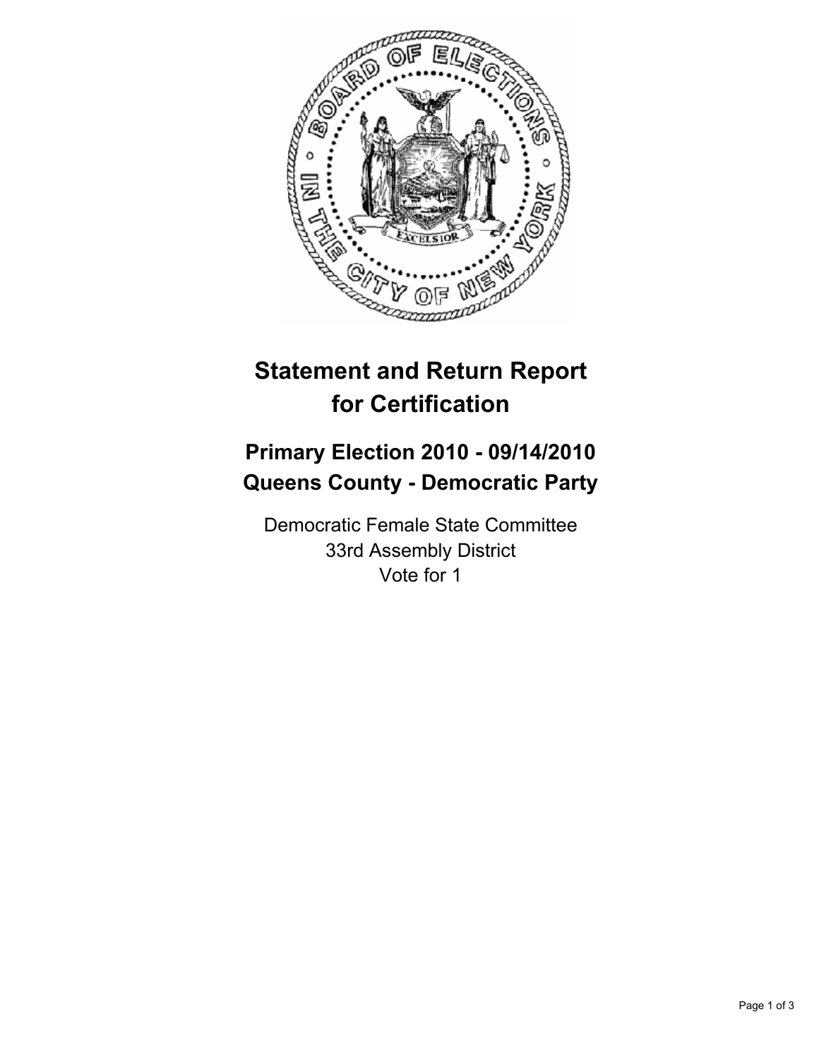# Statement and Return Report for Certification

## Primary Election 2010 - 09/14/2010
## Queens County - Democratic Party

Democratic Female State Committee
33rd Assembly District
Vote for 1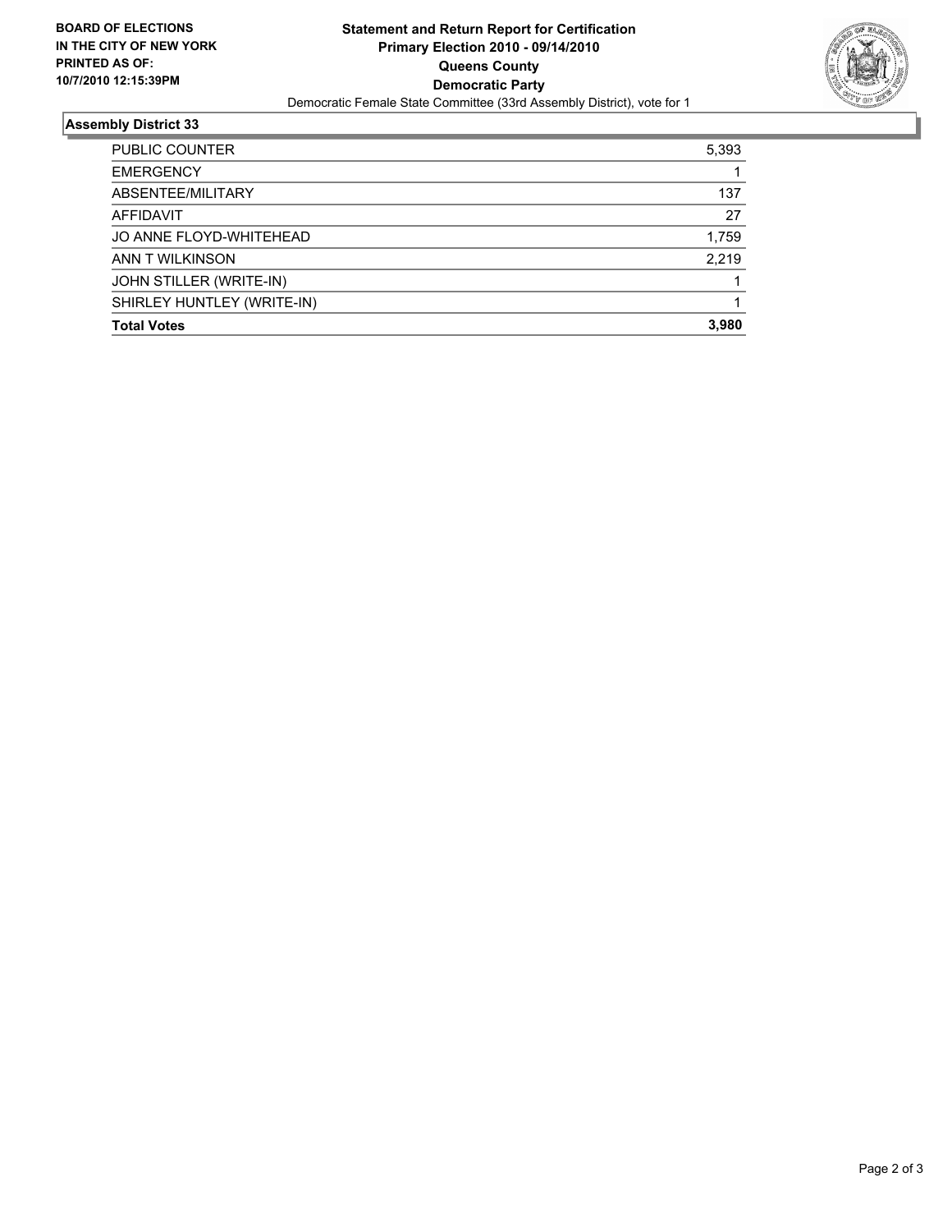**BOARD OF ELECTIONS IN THE CITY OF NEW YORK PRINTED AS OF: 10/7/2010 12:15:39PM**

# Statement and Return Report for Certification
## Primary Election 2010 - 09/14/2010
## Queens County
## Democratic Party

Democratic Female State Committee (33rd Assembly District), vote for 1

### Assembly District 33

| | |
|---|---|
| PUBLIC COUNTER | 5,393 |
| EMERGENCY | 1 |
| ABSENTEE/MILITARY | 137 |
| AFFIDAVIT | 27 |
| JO ANNE FLOYD-WHITEHEAD | 1,759 |
| ANN T WILKINSON | 2,219 |
| JOHN STILLER (WRITE-IN) | 1 |
| SHIRLEY HUNTLEY (WRITE-IN) | 1 |
| **Total Votes** | **3,980** |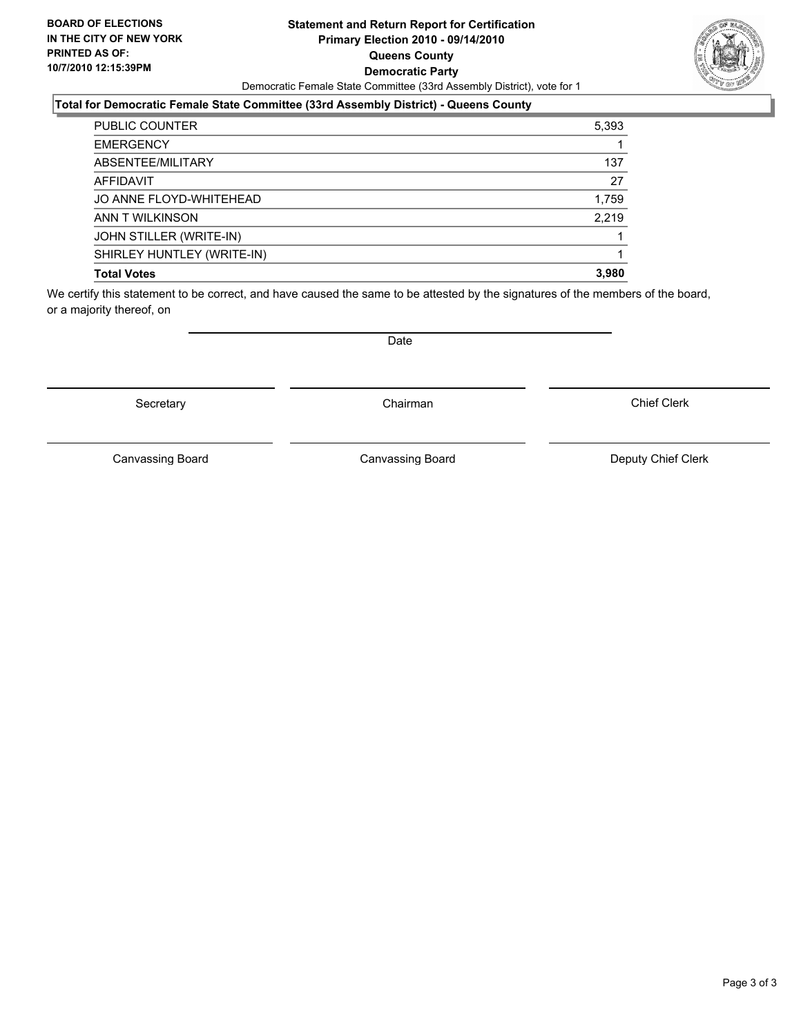**BOARD OF ELECTIONS IN THE CITY OF NEW YORK PRINTED AS OF: 10/7/2010 12:15:39PM**

**Statement and Return Report for Certification**
**Primary Election 2010 - 09/14/2010**
**Queens County**
**Democratic Party**
Democratic Female State Committee (33rd Assembly District), vote for 1

**Total for Democratic Female State Committee (33rd Assembly District) - Queens County**

| | |
|---|---|
| PUBLIC COUNTER | 5,393 |
| EMERGENCY | 1 |
| ABSENTEE/MILITARY | 137 |
| AFFIDAVIT | 27 |
| JO ANNE FLOYD-WHITEHEAD | 1,759 |
| ANN T WILKINSON | 2,219 |
| JOHN STILLER (WRITE-IN) | 1 |
| SHIRLEY HUNTLEY (WRITE-IN) | 1 |
| **Total Votes** | **3,980** |

We certify this statement to be correct, and have caused the same to be attested by the signatures of the members of the board, or a majority thereof, on

Date

Secretary | Chairman | Chief Clerk

Canvassing Board | Canvassing Board | Deputy Chief Clerk